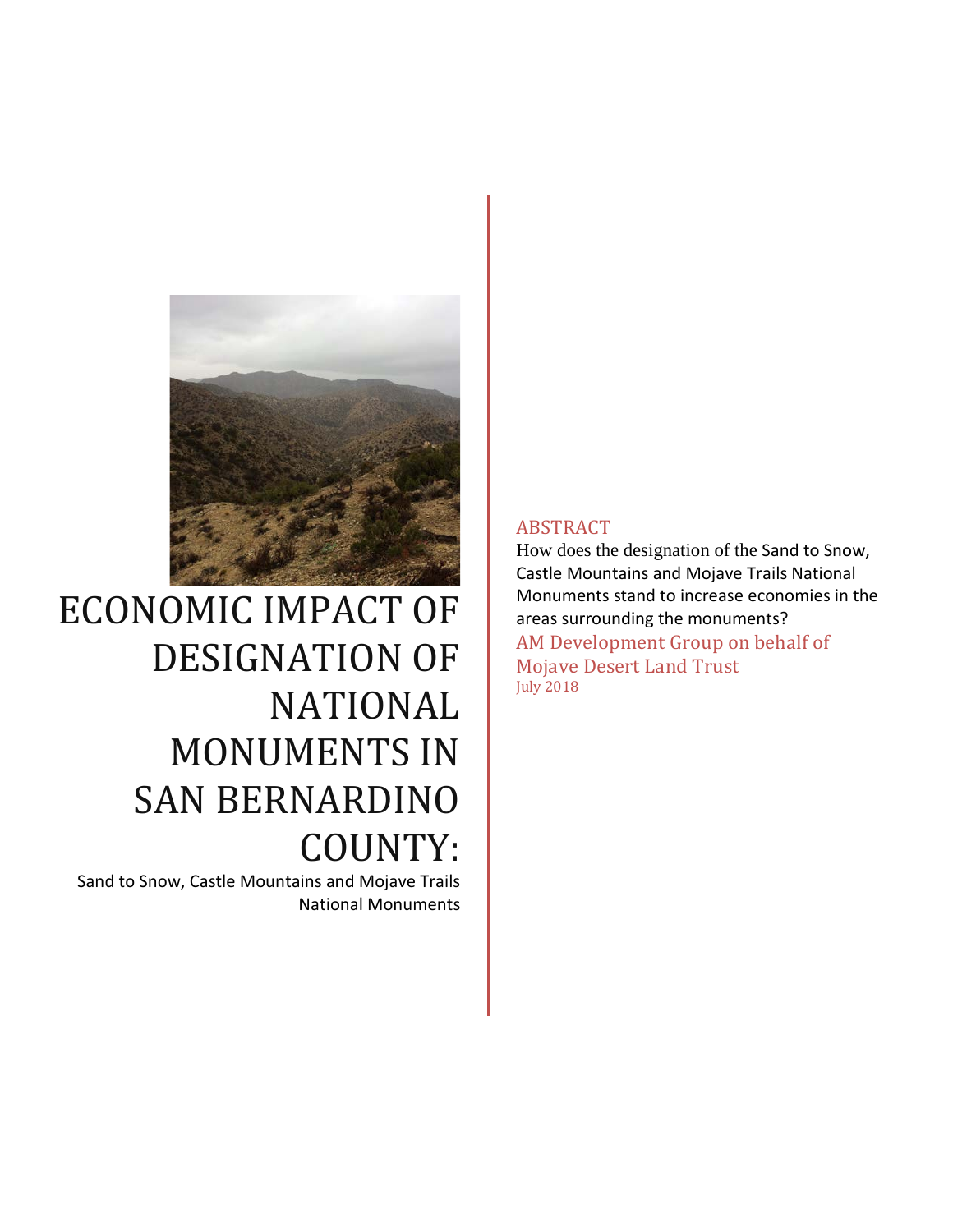# ECONOMIC IMPACT OF DESIGNATION OF NATIONAL MONUMENTS IN SAN BERNARDINO COUNTY:

Sand to Snow, Castle Mountains and Mojave Trails National Monuments

## ABSTRACT

How does the designation of the Sand to Snow, Castle Mountains and Mojave Trails National Monuments stand to increase economies in the areas surrounding the monuments?

AM Development Group on behalf of Mojave Desert Land Trust

July 2018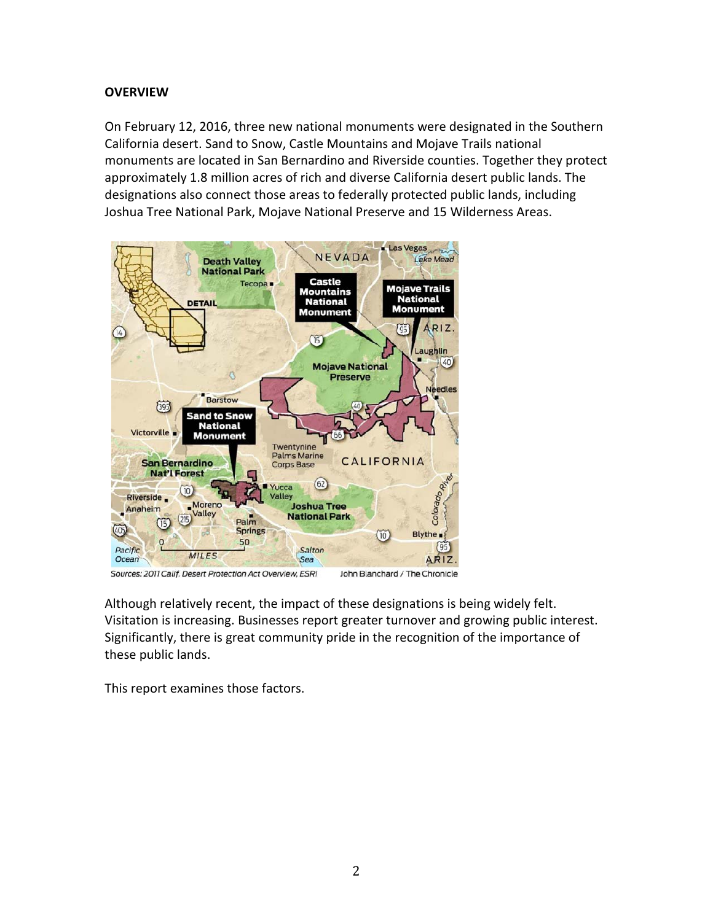**OVERVIEW**

On February 12, 2016, three new national monuments were designated in the Southern California desert. Sand to Snow, Castle Mountains and Mojave Trails national monuments are located in San Bernardino and Riverside counties. Together they protect approximately 1.8 million acres of rich and diverse California desert public lands. The designations also connect those areas to federally protected public lands, including Joshua Tree National Park, Mojave National Preserve and 15 Wilderness Areas.

Sources: 2011 Calif. Desert Protection Act Overview, ESRI     John Blanchard / The Chronicle

Although relatively recent, the impact of these designations is being widely felt. Visitation is increasing. Businesses report greater turnover and growing public interest. Significantly, there is great community pride in the recognition of the importance of these public lands.

This report examines those factors.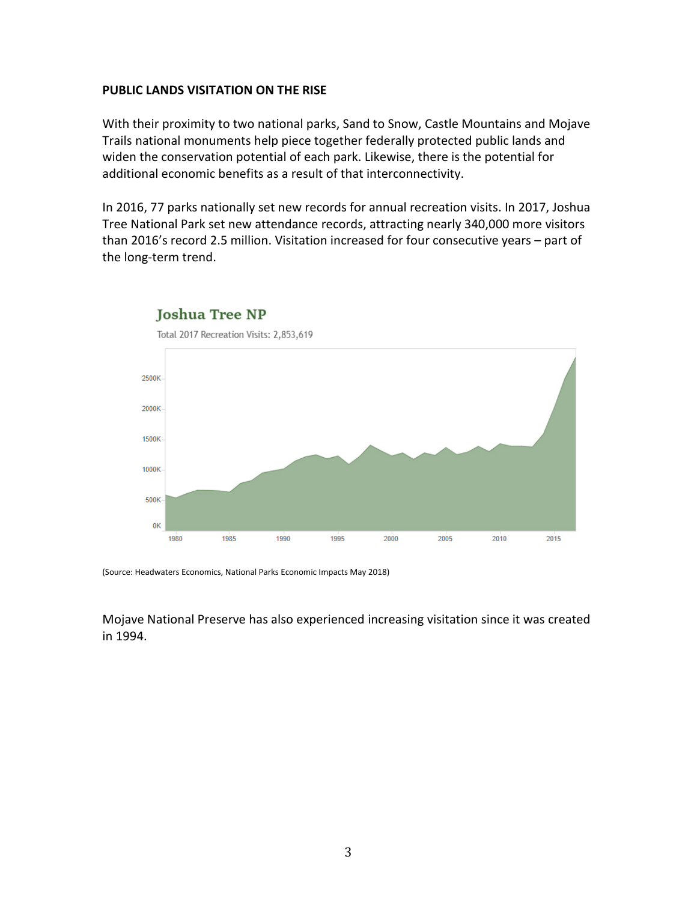**PUBLIC LANDS VISITATION ON THE RISE**

With their proximity to two national parks, Sand to Snow, Castle Mountains and Mojave Trails national monuments help piece together federally protected public lands and widen the conservation potential of each park. Likewise, there is the potential for additional economic benefits as a result of that interconnectivity.

In 2016, 77 parks nationally set new records for annual recreation visits. In 2017, Joshua Tree National Park set new attendance records, attracting nearly 340,000 more visitors than 2016's record 2.5 million. Visitation increased for four consecutive years – part of the long-term trend.

Joshua Tree NP

Total 2017 Recreation Visits: 2,853,619

(Source: Headwaters Economics, National Parks Economic Impacts May 2018)

Mojave National Preserve has also experienced increasing visitation since it was created in 1994.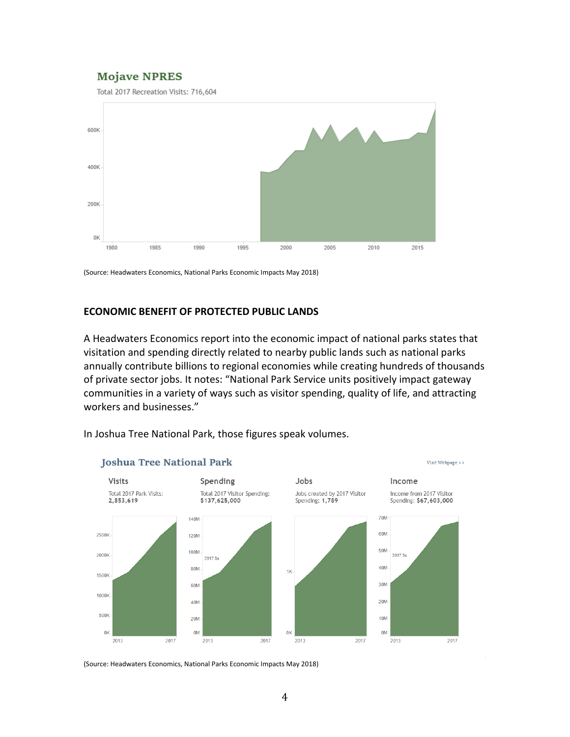**Mojave NPRES**

Total 2017 Recreation Visits: 716,604

(Source: Headwaters Economics, National Parks Economic Impacts May 2018)

## ECONOMIC BENEFIT OF PROTECTED PUBLIC LANDS

A Headwaters Economics report into the economic impact of national parks states that visitation and spending directly related to nearby public lands such as national parks annually contribute billions to regional economies while creating hundreds of thousands of private sector jobs. It notes: "National Park Service units positively impact gateway communities in a variety of ways such as visitor spending, quality of life, and attracting workers and businesses."

In Joshua Tree National Park, those figures speak volumes.

**Joshua Tree National Park**

| Visits | Spending | Jobs | Income |
| --- | --- | --- | --- |
| Total 2017 Park Visits: **2,853,619** | Total 2017 Visitor Spending: **$137,625,000** | Jobs created by 2017 Visitor Spending: **1,789** | Income from 2017 Visitor Spending: **$67,603,000** |

(Source: Headwaters Economics, National Parks Economic Impacts May 2018)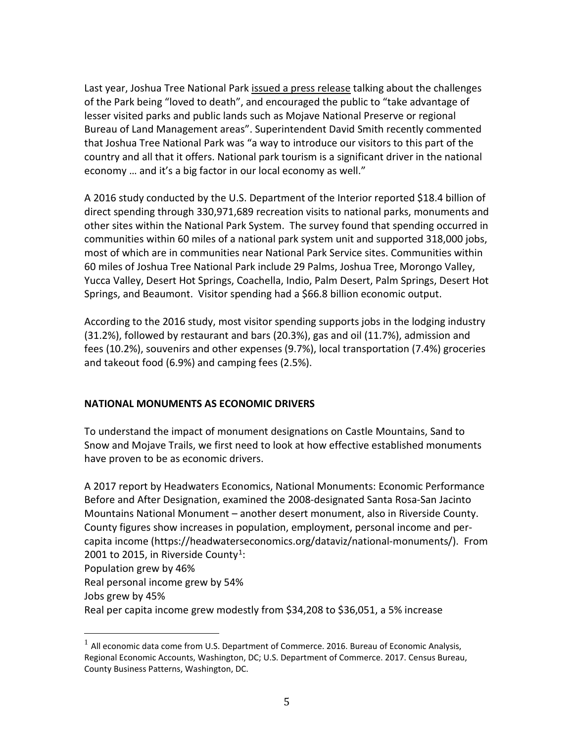Last year, Joshua Tree National Park issued a press release talking about the challenges of the Park being "loved to death", and encouraged the public to "take advantage of lesser visited parks and public lands such as Mojave National Preserve or regional Bureau of Land Management areas". Superintendent David Smith recently commented that Joshua Tree National Park was "a way to introduce our visitors to this part of the country and all that it offers. National park tourism is a significant driver in the national economy … and it's a big factor in our local economy as well."

A 2016 study conducted by the U.S. Department of the Interior reported $18.4 billion of direct spending through 330,971,689 recreation visits to national parks, monuments and other sites within the National Park System. The survey found that spending occurred in communities within 60 miles of a national park system unit and supported 318,000 jobs, most of which are in communities near National Park Service sites. Communities within 60 miles of Joshua Tree National Park include 29 Palms, Joshua Tree, Morongo Valley, Yucca Valley, Desert Hot Springs, Coachella, Indio, Palm Desert, Palm Springs, Desert Hot Springs, and Beaumont. Visitor spending had a $66.8 billion economic output.

According to the 2016 study, most visitor spending supports jobs in the lodging industry (31.2%), followed by restaurant and bars (20.3%), gas and oil (11.7%), admission and fees (10.2%), souvenirs and other expenses (9.7%), local transportation (7.4%) groceries and takeout food (6.9%) and camping fees (2.5%).

**NATIONAL MONUMENTS AS ECONOMIC DRIVERS**

To understand the impact of monument designations on Castle Mountains, Sand to Snow and Mojave Trails, we first need to look at how effective established monuments have proven to be as economic drivers.

A 2017 report by Headwaters Economics, National Monuments: Economic Performance Before and After Designation, examined the 2008-designated Santa Rosa-San Jacinto Mountains National Monument – another desert monument, also in Riverside County. County figures show increases in population, employment, personal income and per-capita income (https://headwaterseconomics.org/dataviz/national-monuments/). From 2001 to 2015, in Riverside County[1]:

Population grew by 46%
Real personal income grew by 54%
Jobs grew by 45%
Real per capita income grew modestly from $34,208 to $36,051, a 5% increase

[1] All economic data come from U.S. Department of Commerce. 2016. Bureau of Economic Analysis, Regional Economic Accounts, Washington, DC; U.S. Department of Commerce. 2017. Census Bureau, County Business Patterns, Washington, DC.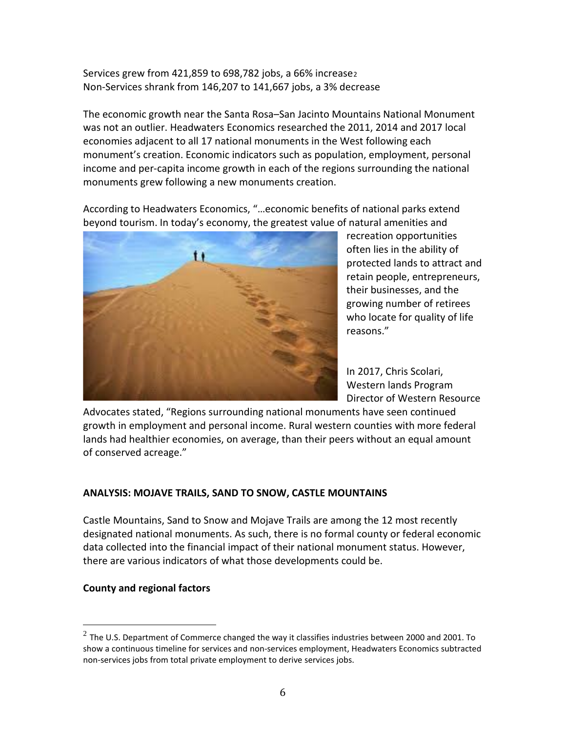Services grew from 421,859 to 698,782 jobs, a 66% increase[2]
Non-Services shrank from 146,207 to 141,667 jobs, a 3% decrease

The economic growth near the Santa Rosa–San Jacinto Mountains National Monument was not an outlier. Headwaters Economics researched the 2011, 2014 and 2017 local economies adjacent to all 17 national monuments in the West following each monument's creation. Economic indicators such as population, employment, personal income and per-capita income growth in each of the regions surrounding the national monuments grew following a new monuments creation.

According to Headwaters Economics, "…economic benefits of national parks extend beyond tourism. In today's economy, the greatest value of natural amenities and recreation opportunities often lies in the ability of protected lands to attract and retain people, entrepreneurs, their businesses, and the growing number of retirees who locate for quality of life reasons."

In 2017, Chris Scolari, Western lands Program Director of Western Resource Advocates stated, "Regions surrounding national monuments have seen continued growth in employment and personal income. Rural western counties with more federal lands had healthier economies, on average, than their peers without an equal amount of conserved acreage."

**ANALYSIS: MOJAVE TRAILS, SAND TO SNOW, CASTLE MOUNTAINS**

Castle Mountains, Sand to Snow and Mojave Trails are among the 12 most recently designated national monuments. As such, there is no formal county or federal economic data collected into the financial impact of their national monument status. However, there are various indicators of what those developments could be.

**County and regional factors**

---

[2] The U.S. Department of Commerce changed the way it classifies industries between 2000 and 2001. To show a continuous timeline for services and non-services employment, Headwaters Economics subtracted non-services jobs from total private employment to derive services jobs.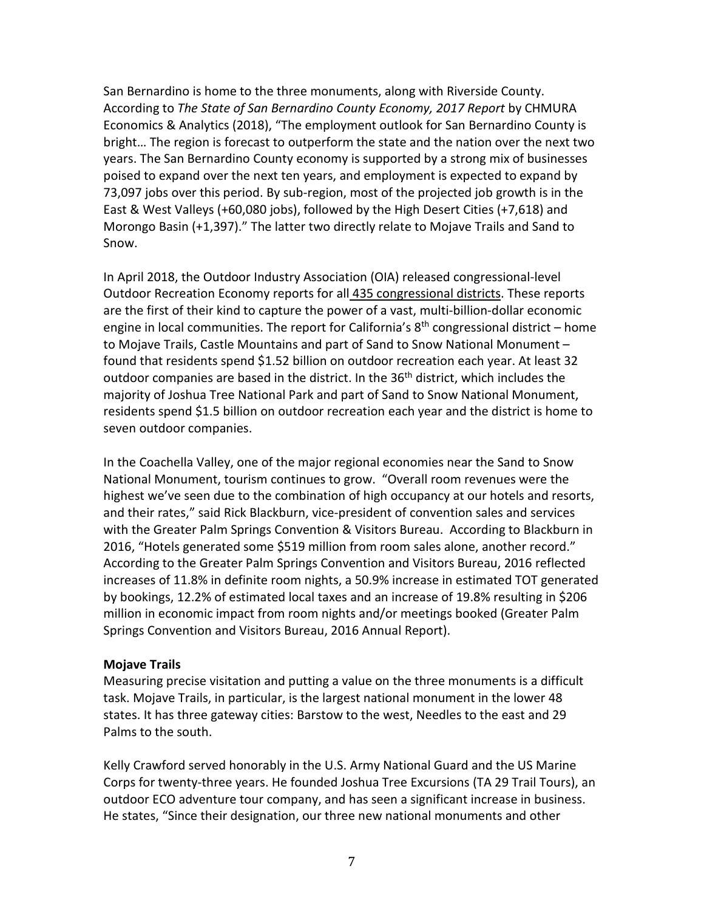San Bernardino is home to the three monuments, along with Riverside County. According to *The State of San Bernardino County Economy, 2017 Report* by CHMURA Economics & Analytics (2018), "The employment outlook for San Bernardino County is bright… The region is forecast to outperform the state and the nation over the next two years. The San Bernardino County economy is supported by a strong mix of businesses poised to expand over the next ten years, and employment is expected to expand by 73,097 jobs over this period. By sub-region, most of the projected job growth is in the East & West Valleys (+60,080 jobs), followed by the High Desert Cities (+7,618) and Morongo Basin (+1,397)." The latter two directly relate to Mojave Trails and Sand to Snow.

In April 2018, the Outdoor Industry Association (OIA) released congressional-level Outdoor Recreation Economy reports for all 435 congressional districts. These reports are the first of their kind to capture the power of a vast, multi-billion-dollar economic engine in local communities. The report for California's 8th congressional district – home to Mojave Trails, Castle Mountains and part of Sand to Snow National Monument – found that residents spend $1.52 billion on outdoor recreation each year. At least 32 outdoor companies are based in the district. In the 36th district, which includes the majority of Joshua Tree National Park and part of Sand to Snow National Monument, residents spend $1.5 billion on outdoor recreation each year and the district is home to seven outdoor companies.

In the Coachella Valley, one of the major regional economies near the Sand to Snow National Monument, tourism continues to grow. "Overall room revenues were the highest we've seen due to the combination of high occupancy at our hotels and resorts, and their rates," said Rick Blackburn, vice-president of convention sales and services with the Greater Palm Springs Convention & Visitors Bureau. According to Blackburn in 2016, "Hotels generated some $519 million from room sales alone, another record." According to the Greater Palm Springs Convention and Visitors Bureau, 2016 reflected increases of 11.8% in definite room nights, a 50.9% increase in estimated TOT generated by bookings, 12.2% of estimated local taxes and an increase of 19.8% resulting in $206 million in economic impact from room nights and/or meetings booked (Greater Palm Springs Convention and Visitors Bureau, 2016 Annual Report).

**Mojave Trails**

Measuring precise visitation and putting a value on the three monuments is a difficult task. Mojave Trails, in particular, is the largest national monument in the lower 48 states. It has three gateway cities: Barstow to the west, Needles to the east and 29 Palms to the south.

Kelly Crawford served honorably in the U.S. Army National Guard and the US Marine Corps for twenty-three years. He founded Joshua Tree Excursions (TA 29 Trail Tours), an outdoor ECO adventure tour company, and has seen a significant increase in business. He states, "Since their designation, our three new national monuments and other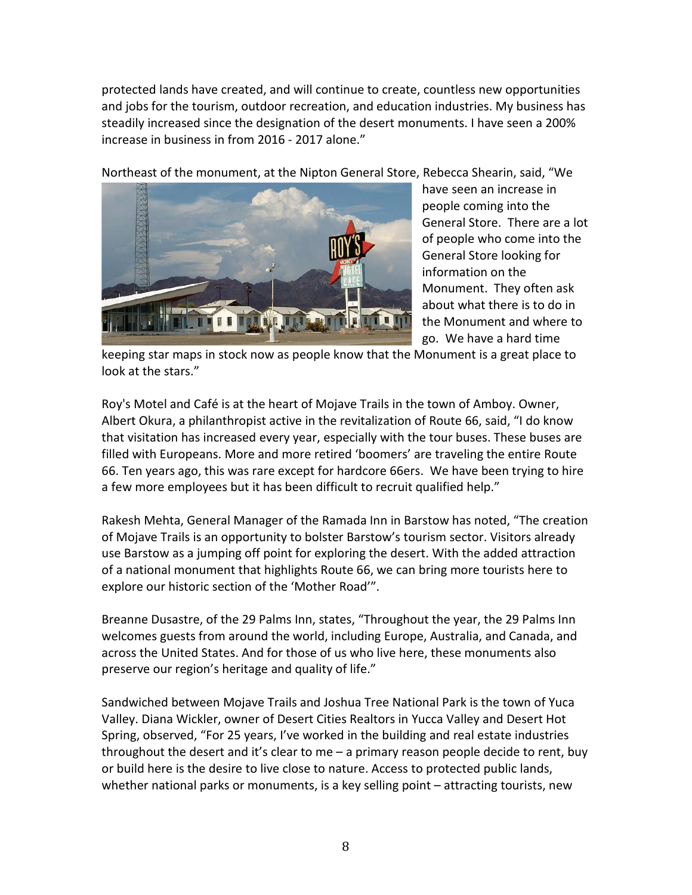protected lands have created, and will continue to create, countless new opportunities and jobs for the tourism, outdoor recreation, and education industries. My business has steadily increased since the designation of the desert monuments. I have seen a 200% increase in business in from 2016 - 2017 alone."

Northeast of the monument, at the Nipton General Store, Rebecca Shearin, said, "We have seen an increase in people coming into the General Store. There are a lot of people who come into the General Store looking for information on the Monument. They often ask about what there is to do in the Monument and where to go. We have a hard time keeping star maps in stock now as people know that the Monument is a great place to look at the stars."

Roy's Motel and Café is at the heart of Mojave Trails in the town of Amboy. Owner, Albert Okura, a philanthropist active in the revitalization of Route 66, said, "I do know that visitation has increased every year, especially with the tour buses. These buses are filled with Europeans. More and more retired 'boomers' are traveling the entire Route 66. Ten years ago, this was rare except for hardcore 66ers. We have been trying to hire a few more employees but it has been difficult to recruit qualified help."

Rakesh Mehta, General Manager of the Ramada Inn in Barstow has noted, "The creation of Mojave Trails is an opportunity to bolster Barstow's tourism sector. Visitors already use Barstow as a jumping off point for exploring the desert. With the added attraction of a national monument that highlights Route 66, we can bring more tourists here to explore our historic section of the 'Mother Road'".

Breanne Dusastre, of the 29 Palms Inn, states, "Throughout the year, the 29 Palms Inn welcomes guests from around the world, including Europe, Australia, and Canada, and across the United States. And for those of us who live here, these monuments also preserve our region's heritage and quality of life."

Sandwiched between Mojave Trails and Joshua Tree National Park is the town of Yuca Valley. Diana Wickler, owner of Desert Cities Realtors in Yucca Valley and Desert Hot Spring, observed, "For 25 years, I've worked in the building and real estate industries throughout the desert and it's clear to me – a primary reason people decide to rent, buy or build here is the desire to live close to nature. Access to protected public lands, whether national parks or monuments, is a key selling point – attracting tourists, new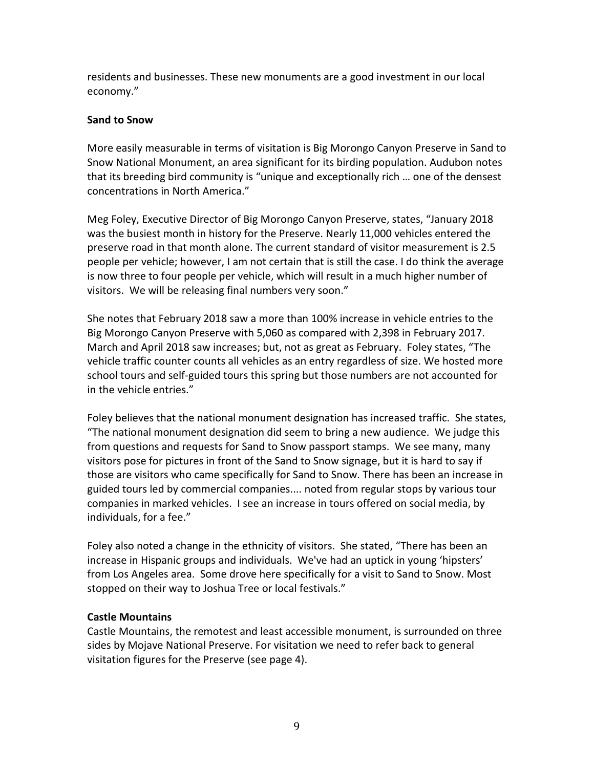residents and businesses. These new monuments are a good investment in our local economy."

**Sand to Snow**

More easily measurable in terms of visitation is Big Morongo Canyon Preserve in Sand to Snow National Monument, an area significant for its birding population. Audubon notes that its breeding bird community is "unique and exceptionally rich … one of the densest concentrations in North America."

Meg Foley, Executive Director of Big Morongo Canyon Preserve, states, "January 2018 was the busiest month in history for the Preserve. Nearly 11,000 vehicles entered the preserve road in that month alone. The current standard of visitor measurement is 2.5 people per vehicle; however, I am not certain that is still the case. I do think the average is now three to four people per vehicle, which will result in a much higher number of visitors. We will be releasing final numbers very soon."

She notes that February 2018 saw a more than 100% increase in vehicle entries to the Big Morongo Canyon Preserve with 5,060 as compared with 2,398 in February 2017. March and April 2018 saw increases; but, not as great as February. Foley states, "The vehicle traffic counter counts all vehicles as an entry regardless of size. We hosted more school tours and self-guided tours this spring but those numbers are not accounted for in the vehicle entries."

Foley believes that the national monument designation has increased traffic. She states, "The national monument designation did seem to bring a new audience. We judge this from questions and requests for Sand to Snow passport stamps. We see many, many visitors pose for pictures in front of the Sand to Snow signage, but it is hard to say if those are visitors who came specifically for Sand to Snow. There has been an increase in guided tours led by commercial companies.... noted from regular stops by various tour companies in marked vehicles. I see an increase in tours offered on social media, by individuals, for a fee."

Foley also noted a change in the ethnicity of visitors. She stated, "There has been an increase in Hispanic groups and individuals. We've had an uptick in young 'hipsters' from Los Angeles area. Some drove here specifically for a visit to Sand to Snow. Most stopped on their way to Joshua Tree or local festivals."

**Castle Mountains**

Castle Mountains, the remotest and least accessible monument, is surrounded on three sides by Mojave National Preserve. For visitation we need to refer back to general visitation figures for the Preserve (see page 4).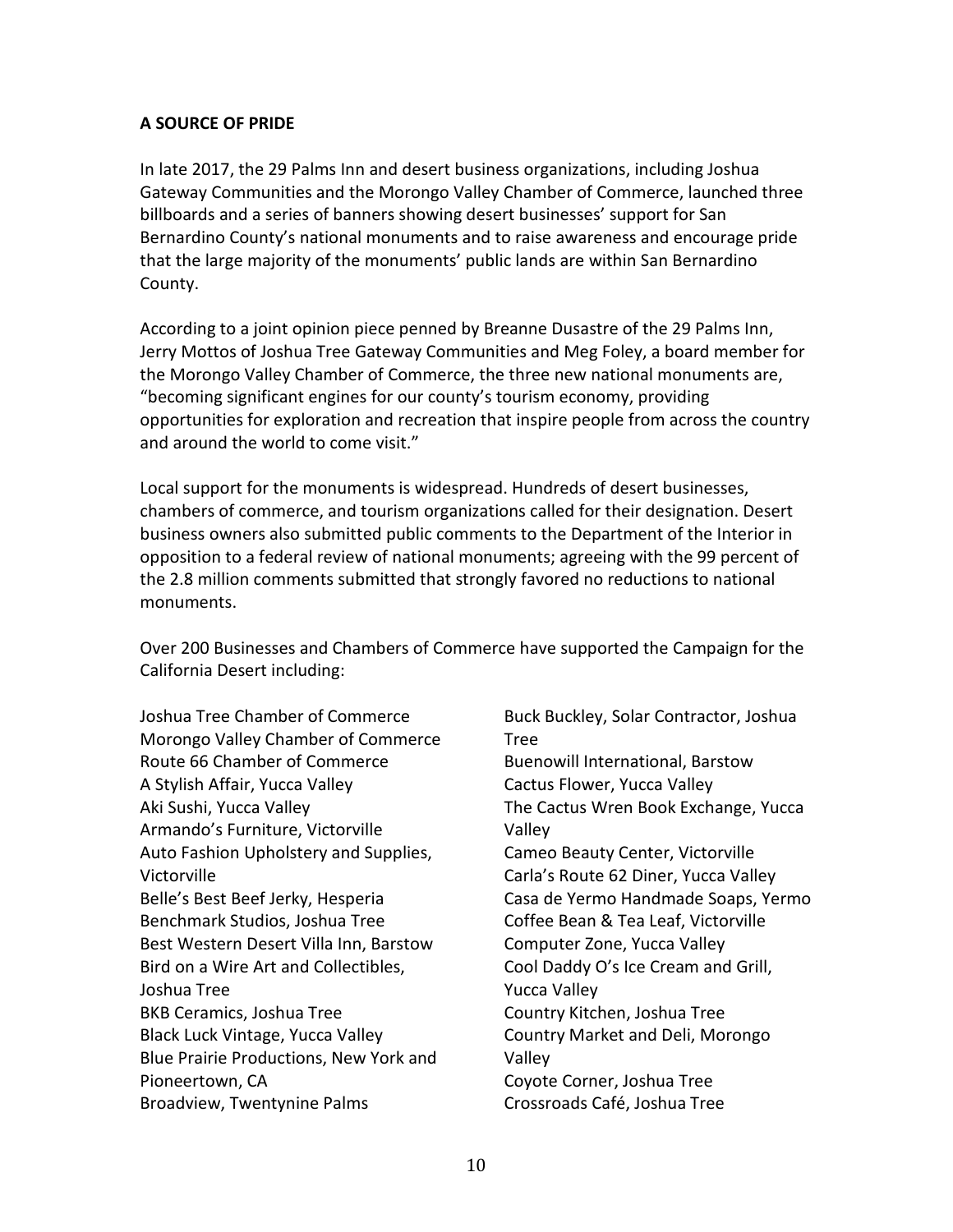**A SOURCE OF PRIDE**

In late 2017, the 29 Palms Inn and desert business organizations, including Joshua Gateway Communities and the Morongo Valley Chamber of Commerce, launched three billboards and a series of banners showing desert businesses' support for San Bernardino County's national monuments and to raise awareness and encourage pride that the large majority of the monuments' public lands are within San Bernardino County.

According to a joint opinion piece penned by Breanne Dusastre of the 29 Palms Inn, Jerry Mottos of Joshua Tree Gateway Communities and Meg Foley, a board member for the Morongo Valley Chamber of Commerce, the three new national monuments are, "becoming significant engines for our county's tourism economy, providing opportunities for exploration and recreation that inspire people from across the country and around the world to come visit."

Local support for the monuments is widespread. Hundreds of desert businesses, chambers of commerce, and tourism organizations called for their designation. Desert business owners also submitted public comments to the Department of the Interior in opposition to a federal review of national monuments; agreeing with the 99 percent of the 2.8 million comments submitted that strongly favored no reductions to national monuments.

Over 200 Businesses and Chambers of Commerce have supported the Campaign for the California Desert including:

Joshua Tree Chamber of Commerce
Morongo Valley Chamber of Commerce
Route 66 Chamber of Commerce
A Stylish Affair, Yucca Valley
Aki Sushi, Yucca Valley
Armando's Furniture, Victorville
Auto Fashion Upholstery and Supplies, Victorville
Belle's Best Beef Jerky, Hesperia
Benchmark Studios, Joshua Tree
Best Western Desert Villa Inn, Barstow
Bird on a Wire Art and Collectibles, Joshua Tree
BKB Ceramics, Joshua Tree
Black Luck Vintage, Yucca Valley
Blue Prairie Productions, New York and Pioneertown, CA
Broadview, Twentynine Palms
Buck Buckley, Solar Contractor, Joshua Tree
Buenowill International, Barstow
Cactus Flower, Yucca Valley
The Cactus Wren Book Exchange, Yucca Valley
Cameo Beauty Center, Victorville
Carla's Route 62 Diner, Yucca Valley
Casa de Yermo Handmade Soaps, Yermo
Coffee Bean & Tea Leaf, Victorville
Computer Zone, Yucca Valley
Cool Daddy O's Ice Cream and Grill, Yucca Valley
Country Kitchen, Joshua Tree
Country Market and Deli, Morongo Valley
Coyote Corner, Joshua Tree
Crossroads Café, Joshua Tree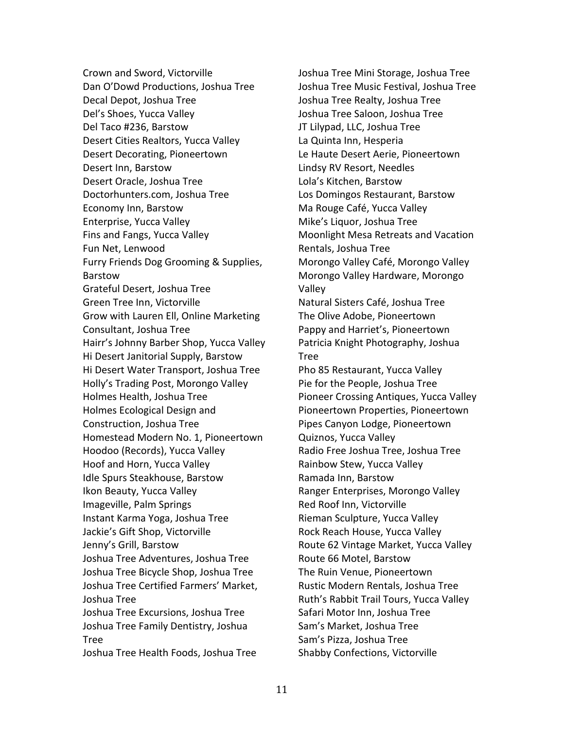Crown and Sword, Victorville
Dan O'Dowd Productions, Joshua Tree
Decal Depot, Joshua Tree
Del's Shoes, Yucca Valley
Del Taco #236, Barstow
Desert Cities Realtors, Yucca Valley
Desert Decorating, Pioneertown
Desert Inn, Barstow
Desert Oracle, Joshua Tree
Doctorhunters.com, Joshua Tree
Economy Inn, Barstow
Enterprise, Yucca Valley
Fins and Fangs, Yucca Valley
Fun Net, Lenwood
Furry Friends Dog Grooming & Supplies, Barstow
Grateful Desert, Joshua Tree
Green Tree Inn, Victorville
Grow with Lauren Ell, Online Marketing Consultant, Joshua Tree
Hairr's Johnny Barber Shop, Yucca Valley
Hi Desert Janitorial Supply, Barstow
Hi Desert Water Transport, Joshua Tree
Holly's Trading Post, Morongo Valley
Holmes Health, Joshua Tree
Holmes Ecological Design and Construction, Joshua Tree
Homestead Modern No. 1, Pioneertown
Hoodoo (Records), Yucca Valley
Hoof and Horn, Yucca Valley
Idle Spurs Steakhouse, Barstow
Ikon Beauty, Yucca Valley
Imageville, Palm Springs
Instant Karma Yoga, Joshua Tree
Jackie's Gift Shop, Victorville
Jenny's Grill, Barstow
Joshua Tree Adventures, Joshua Tree
Joshua Tree Bicycle Shop, Joshua Tree
Joshua Tree Certified Farmers' Market, Joshua Tree
Joshua Tree Excursions, Joshua Tree
Joshua Tree Family Dentistry, Joshua Tree
Joshua Tree Health Foods, Joshua Tree
Joshua Tree Mini Storage, Joshua Tree
Joshua Tree Music Festival, Joshua Tree
Joshua Tree Realty, Joshua Tree
Joshua Tree Saloon, Joshua Tree
JT Lilypad, LLC, Joshua Tree
La Quinta Inn, Hesperia
Le Haute Desert Aerie, Pioneertown
Lindsy RV Resort, Needles
Lola's Kitchen, Barstow
Los Domingos Restaurant, Barstow
Ma Rouge Café, Yucca Valley
Mike's Liquor, Joshua Tree
Moonlight Mesa Retreats and Vacation Rentals, Joshua Tree
Morongo Valley Café, Morongo Valley
Morongo Valley Hardware, Morongo Valley
Natural Sisters Café, Joshua Tree
The Olive Adobe, Pioneertown
Pappy and Harriet's, Pioneertown
Patricia Knight Photography, Joshua Tree
Pho 85 Restaurant, Yucca Valley
Pie for the People, Joshua Tree
Pioneer Crossing Antiques, Yucca Valley
Pioneertown Properties, Pioneertown
Pipes Canyon Lodge, Pioneertown
Quiznos, Yucca Valley
Radio Free Joshua Tree, Joshua Tree
Rainbow Stew, Yucca Valley
Ramada Inn, Barstow
Ranger Enterprises, Morongo Valley
Red Roof Inn, Victorville
Rieman Sculpture, Yucca Valley
Rock Reach House, Yucca Valley
Route 62 Vintage Market, Yucca Valley
Route 66 Motel, Barstow
The Ruin Venue, Pioneertown
Rustic Modern Rentals, Joshua Tree
Ruth's Rabbit Trail Tours, Yucca Valley
Safari Motor Inn, Joshua Tree
Sam's Market, Joshua Tree
Sam's Pizza, Joshua Tree
Shabby Confections, Victorville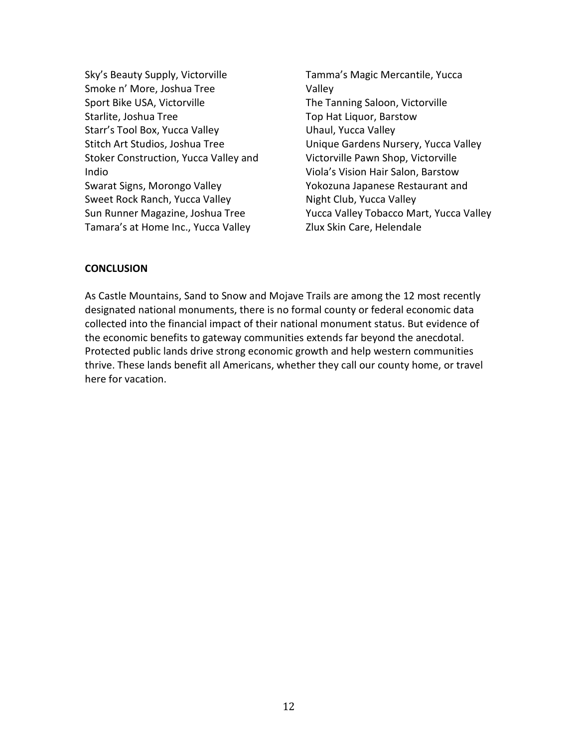Sky's Beauty Supply, Victorville
Smoke n' More, Joshua Tree
Sport Bike USA, Victorville
Starlite, Joshua Tree
Starr's Tool Box, Yucca Valley
Stitch Art Studios, Joshua Tree
Stoker Construction, Yucca Valley and Indio
Swarat Signs, Morongo Valley
Sweet Rock Ranch, Yucca Valley
Sun Runner Magazine, Joshua Tree
Tamara's at Home Inc., Yucca Valley
Tamma's Magic Mercantile, Yucca Valley
The Tanning Saloon, Victorville
Top Hat Liquor, Barstow
Uhaul, Yucca Valley
Unique Gardens Nursery, Yucca Valley
Victorville Pawn Shop, Victorville
Viola's Vision Hair Salon, Barstow
Yokozuna Japanese Restaurant and Night Club, Yucca Valley
Yucca Valley Tobacco Mart, Yucca Valley
Zlux Skin Care, Helendale

**CONCLUSION**

As Castle Mountains, Sand to Snow and Mojave Trails are among the 12 most recently designated national monuments, there is no formal county or federal economic data collected into the financial impact of their national monument status. But evidence of the economic benefits to gateway communities extends far beyond the anecdotal. Protected public lands drive strong economic growth and help western communities thrive. These lands benefit all Americans, whether they call our county home, or travel here for vacation.